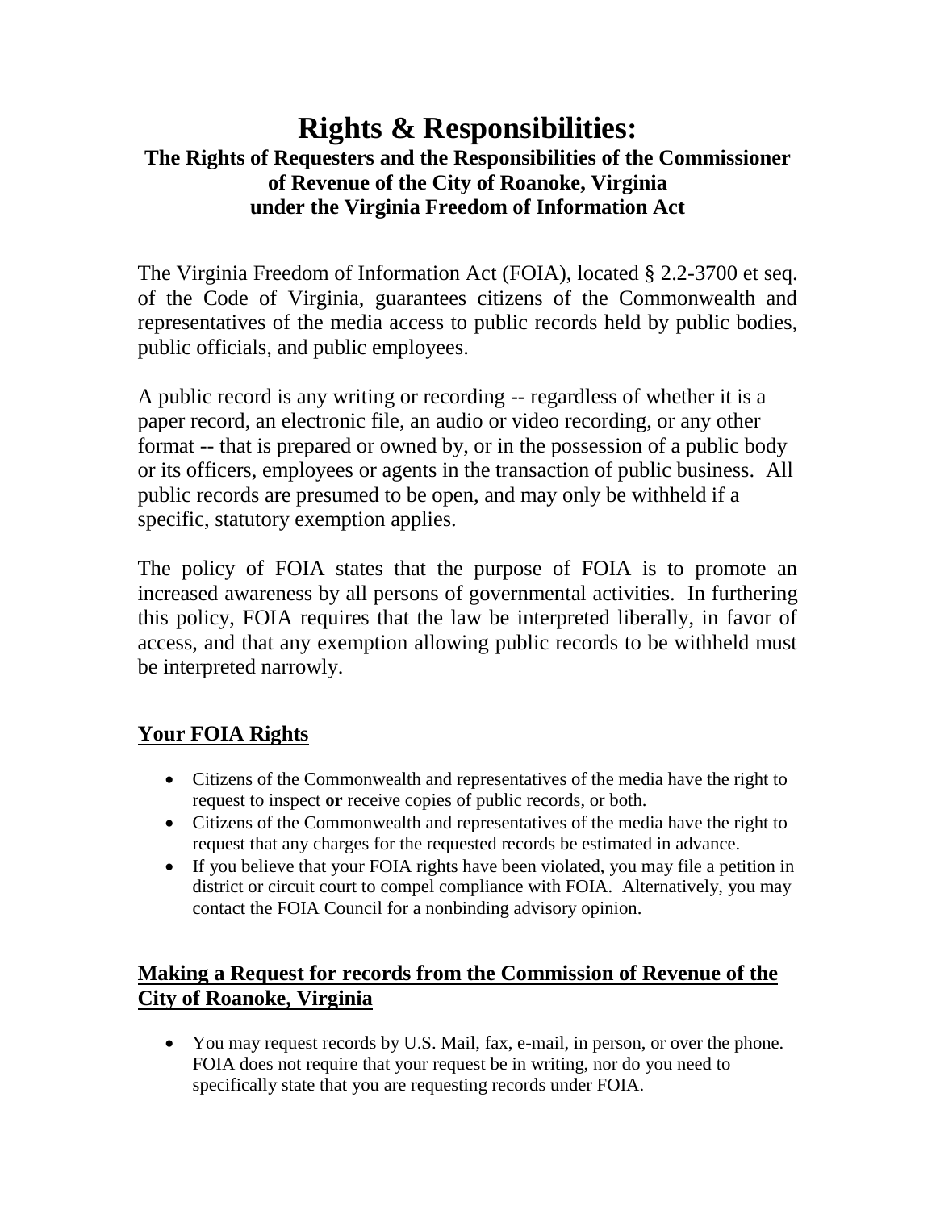# Rights & Responsibilities:

## The Rights of Requesters and the Responsibilities of the Commissioner of Revenue of the City of Roanoke, Virginia under the Virginia Freedom of Information Act

The Virginia Freedom of Information Act (FOIA), located § 2.2-3700 et seq. of the Code of Virginia, guarantees citizens of the Commonwealth and representatives of the media access to public records held by public bodies, public officials, and public employees.

A public record is any writing or recording -- regardless of whether it is a paper record, an electronic file, an audio or video recording, or any other format -- that is prepared or owned by, or in the possession of a public body or its officers, employees or agents in the transaction of public business. All public records are presumed to be open, and may only be withheld if a specific, statutory exemption applies.

The policy of FOIA states that the purpose of FOIA is to promote an increased awareness by all persons of governmental activities. In furthering this policy, FOIA requires that the law be interpreted liberally, in favor of access, and that any exemption allowing public records to be withheld must be interpreted narrowly.

### Your FOIA Rights

- Citizens of the Commonwealth and representatives of the media have the right to request to inspect **or** receive copies of public records, or both.
- Citizens of the Commonwealth and representatives of the media have the right to request that any charges for the requested records be estimated in advance.
- If you believe that your FOIA rights have been violated, you may file a petition in district or circuit court to compel compliance with FOIA. Alternatively, you may contact the FOIA Council for a nonbinding advisory opinion.

### Making a Request for records from the Commission of Revenue of the City of Roanoke, Virginia

- You may request records by U.S. Mail, fax, e-mail, in person, or over the phone. FOIA does not require that your request be in writing, nor do you need to specifically state that you are requesting records under FOIA.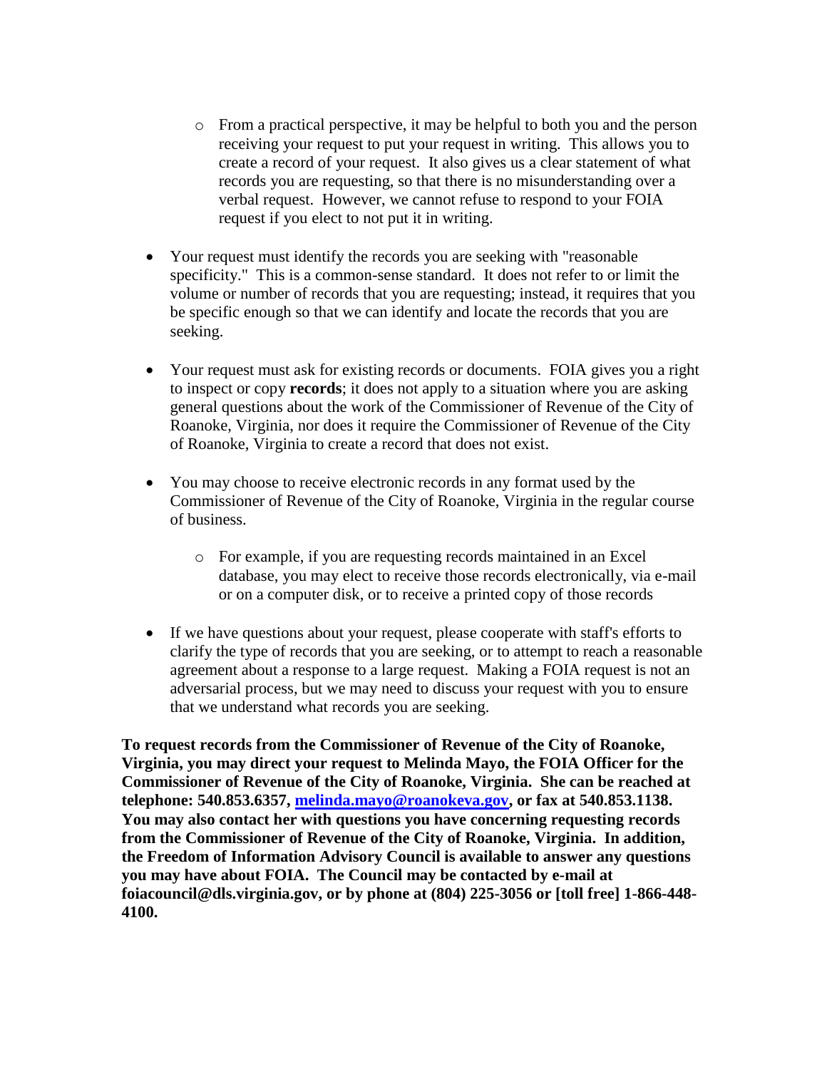- From a practical perspective, it may be helpful to both you and the person receiving your request to put your request in writing. This allows you to create a record of your request. It also gives us a clear statement of what records you are requesting, so that there is no misunderstanding over a verbal request. However, we cannot refuse to respond to your FOIA request if you elect to not put it in writing.

- Your request must identify the records you are seeking with "reasonable specificity." This is a common-sense standard. It does not refer to or limit the volume or number of records that you are requesting; instead, it requires that you be specific enough so that we can identify and locate the records that you are seeking.

- Your request must ask for existing records or documents. FOIA gives you a right to inspect or copy **records**; it does not apply to a situation where you are asking general questions about the work of the Commissioner of Revenue of the City of Roanoke, Virginia, nor does it require the Commissioner of Revenue of the City of Roanoke, Virginia to create a record that does not exist.

- You may choose to receive electronic records in any format used by the Commissioner of Revenue of the City of Roanoke, Virginia in the regular course of business.
    - For example, if you are requesting records maintained in an Excel database, you may elect to receive those records electronically, via e-mail or on a computer disk, or to receive a printed copy of those records

- If we have questions about your request, please cooperate with staff's efforts to clarify the type of records that you are seeking, or to attempt to reach a reasonable agreement about a response to a large request. Making a FOIA request is not an adversarial process, but we may need to discuss your request with you to ensure that we understand what records you are seeking.

**To request records from the Commissioner of Revenue of the City of Roanoke, Virginia, you may direct your request to Melinda Mayo, the FOIA Officer for the Commissioner of Revenue of the City of Roanoke, Virginia. She can be reached at telephone: 540.853.6357, [melinda.mayo@roanokeva.gov](mailto:melinda.mayo@roanokeva.gov), or fax at 540.853.1138. You may also contact her with questions you have concerning requesting records from the Commissioner of Revenue of the City of Roanoke, Virginia. In addition, the Freedom of Information Advisory Council is available to answer any questions you may have about FOIA. The Council may be contacted by e-mail at foiacouncil@dls.virginia.gov, or by phone at (804) 225-3056 or [toll free] 1-866-448-4100.**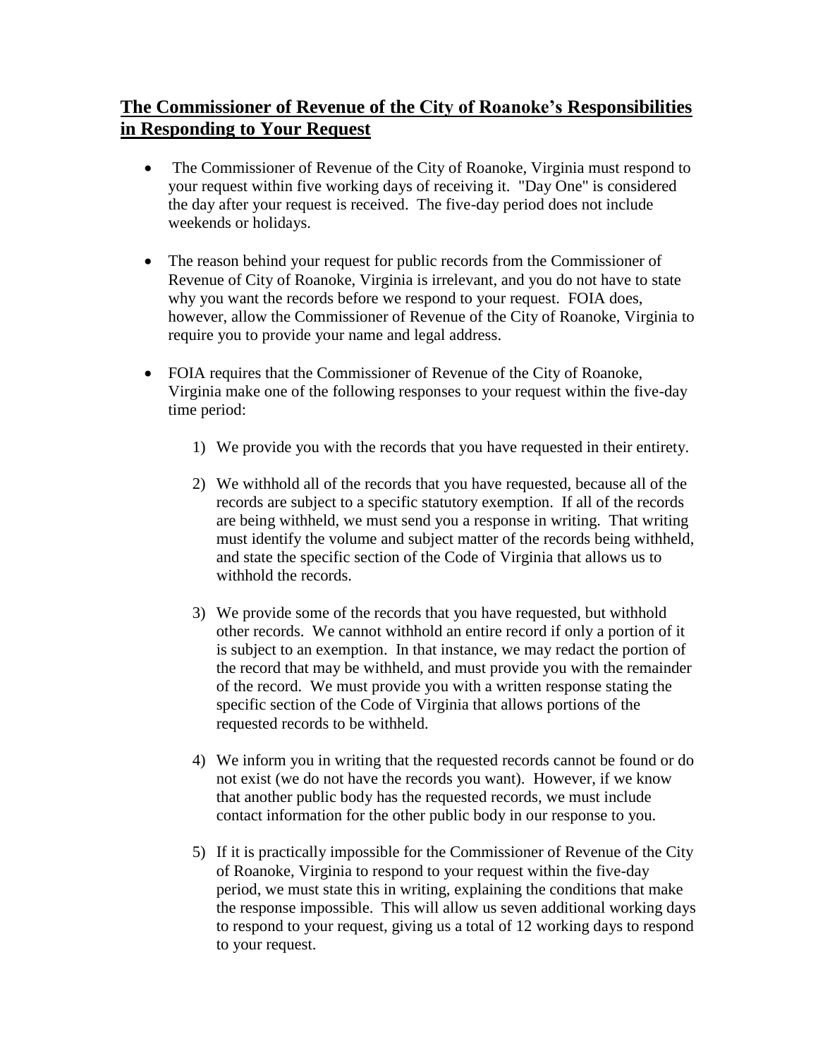## **The Commissioner of Revenue of the City of Roanoke's Responsibilities in Responding to Your Request**

- The Commissioner of Revenue of the City of Roanoke, Virginia must respond to your request within five working days of receiving it. "Day One" is considered the day after your request is received. The five-day period does not include weekends or holidays.

- The reason behind your request for public records from the Commissioner of Revenue of City of Roanoke, Virginia is irrelevant, and you do not have to state why you want the records before we respond to your request. FOIA does, however, allow the Commissioner of Revenue of the City of Roanoke, Virginia to require you to provide your name and legal address.

- FOIA requires that the Commissioner of Revenue of the City of Roanoke, Virginia make one of the following responses to your request within the five-day time period:

    1) We provide you with the records that you have requested in their entirety.

    2) We withhold all of the records that you have requested, because all of the records are subject to a specific statutory exemption. If all of the records are being withheld, we must send you a response in writing. That writing must identify the volume and subject matter of the records being withheld, and state the specific section of the Code of Virginia that allows us to withhold the records.

    3) We provide some of the records that you have requested, but withhold other records. We cannot withhold an entire record if only a portion of it is subject to an exemption. In that instance, we may redact the portion of the record that may be withheld, and must provide you with the remainder of the record. We must provide you with a written response stating the specific section of the Code of Virginia that allows portions of the requested records to be withheld.

    4) We inform you in writing that the requested records cannot be found or do not exist (we do not have the records you want). However, if we know that another public body has the requested records, we must include contact information for the other public body in our response to you.

    5) If it is practically impossible for the Commissioner of Revenue of the City of Roanoke, Virginia to respond to your request within the five-day period, we must state this in writing, explaining the conditions that make the response impossible. This will allow us seven additional working days to respond to your request, giving us a total of 12 working days to respond to your request.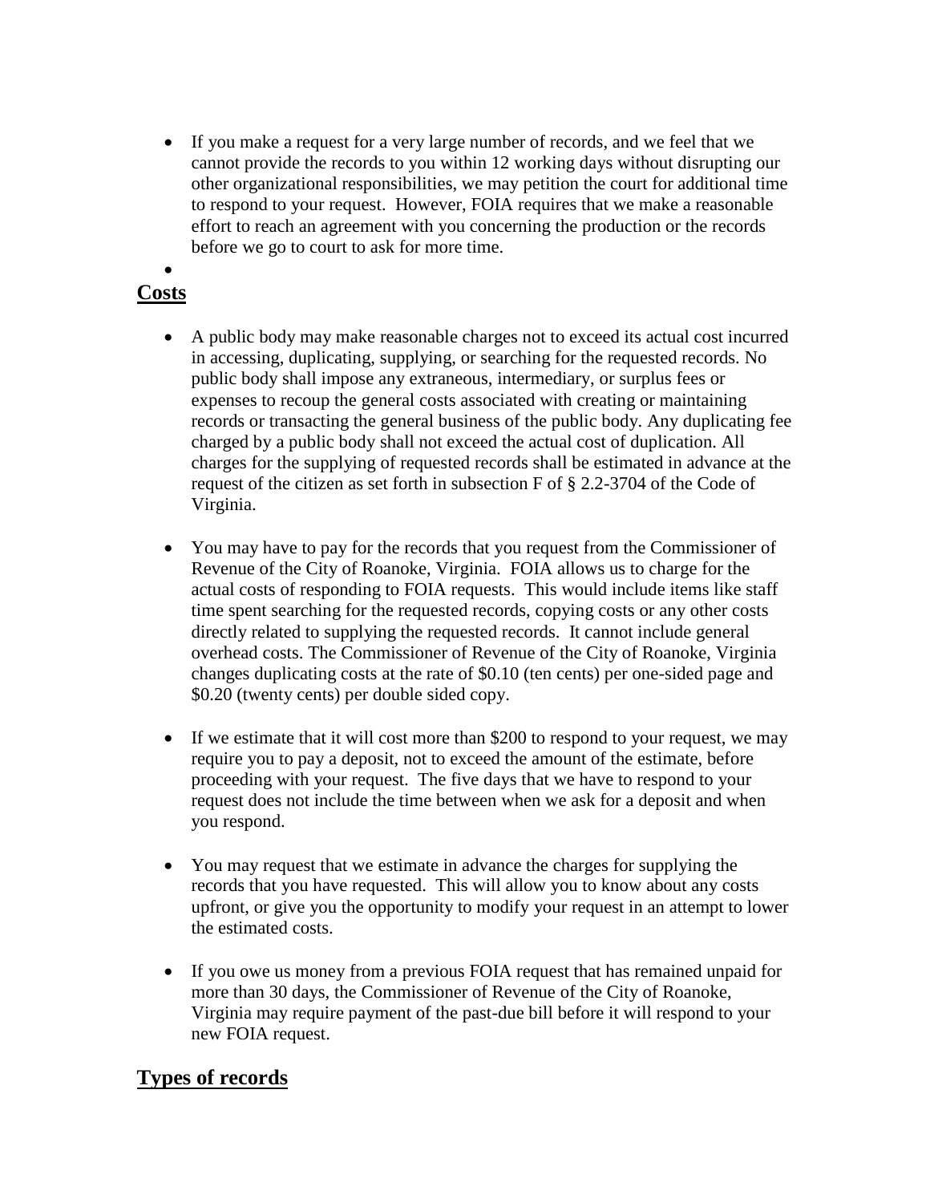- If you make a request for a very large number of records, and we feel that we cannot provide the records to you within 12 working days without disrupting our other organizational responsibilities, we may petition the court for additional time to respond to your request. However, FOIA requires that we make a reasonable effort to reach an agreement with you concerning the production or the records before we go to court to ask for more time.
-

## Costs

- A public body may make reasonable charges not to exceed its actual cost incurred in accessing, duplicating, supplying, or searching for the requested records. No public body shall impose any extraneous, intermediary, or surplus fees or expenses to recoup the general costs associated with creating or maintaining records or transacting the general business of the public body. Any duplicating fee charged by a public body shall not exceed the actual cost of duplication. All charges for the supplying of requested records shall be estimated in advance at the request of the citizen as set forth in subsection F of § 2.2-3704 of the Code of Virginia.

- You may have to pay for the records that you request from the Commissioner of Revenue of the City of Roanoke, Virginia. FOIA allows us to charge for the actual costs of responding to FOIA requests. This would include items like staff time spent searching for the requested records, copying costs or any other costs directly related to supplying the requested records. It cannot include general overhead costs. The Commissioner of Revenue of the City of Roanoke, Virginia changes duplicating costs at the rate of $0.10 (ten cents) per one-sided page and $0.20 (twenty cents) per double sided copy.

- If we estimate that it will cost more than $200 to respond to your request, we may require you to pay a deposit, not to exceed the amount of the estimate, before proceeding with your request. The five days that we have to respond to your request does not include the time between when we ask for a deposit and when you respond.

- You may request that we estimate in advance the charges for supplying the records that you have requested. This will allow you to know about any costs upfront, or give you the opportunity to modify your request in an attempt to lower the estimated costs.

- If you owe us money from a previous FOIA request that has remained unpaid for more than 30 days, the Commissioner of Revenue of the City of Roanoke, Virginia may require payment of the past-due bill before it will respond to your new FOIA request.

## Types of records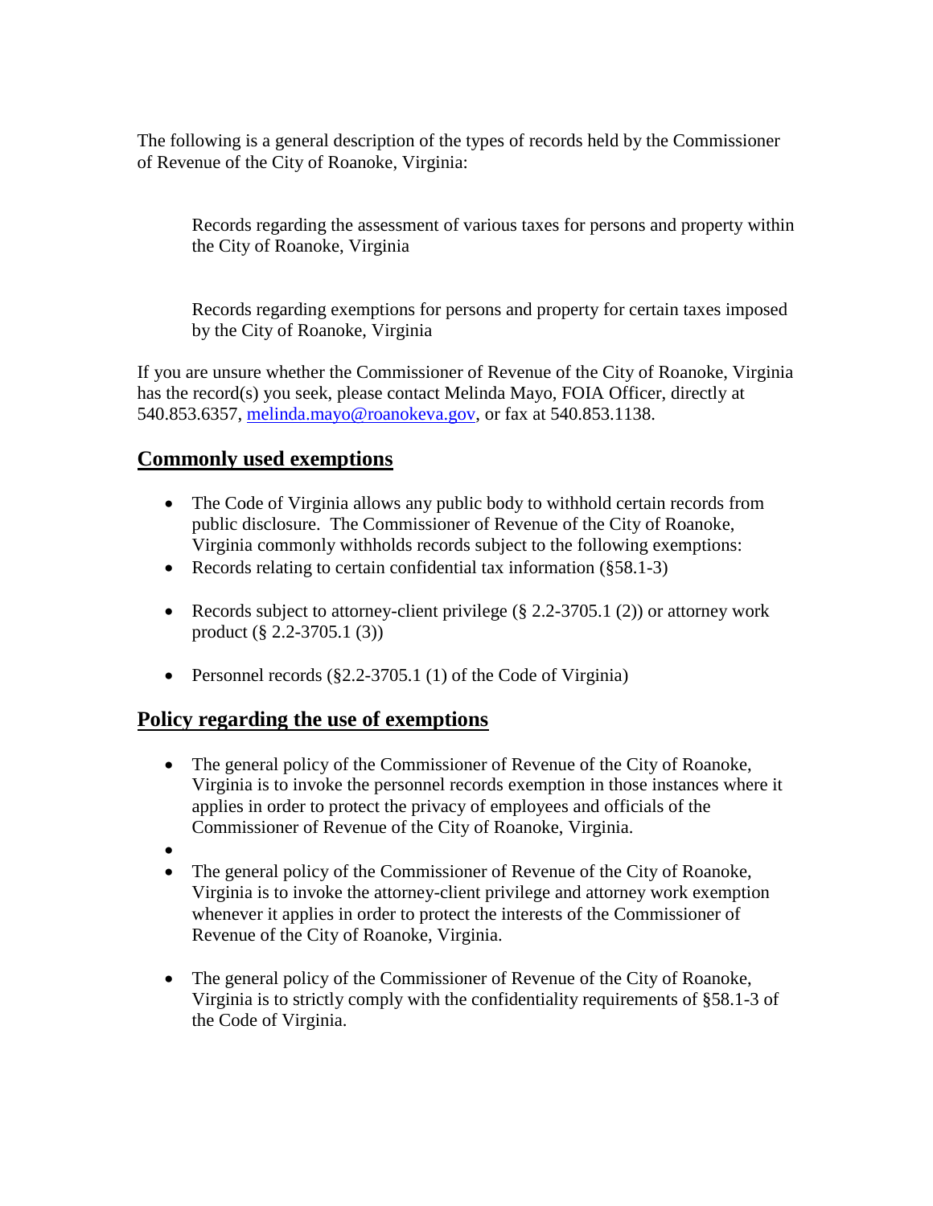The following is a general description of the types of records held by the Commissioner of Revenue of the City of Roanoke, Virginia:

> Records regarding the assessment of various taxes for persons and property within the City of Roanoke, Virginia
>
> Records regarding exemptions for persons and property for certain taxes imposed by the City of Roanoke, Virginia

If you are unsure whether the Commissioner of Revenue of the City of Roanoke, Virginia has the record(s) you seek, please contact Melinda Mayo, FOIA Officer, directly at 540.853.6357, [melinda.mayo@roanokeva.gov](mailto:melinda.mayo@roanokeva.gov), or fax at 540.853.1138.

## Commonly used exemptions

- The Code of Virginia allows any public body to withhold certain records from public disclosure. The Commissioner of Revenue of the City of Roanoke, Virginia commonly withholds records subject to the following exemptions:
- Records relating to certain confidential tax information (§58.1-3)
- Records subject to attorney-client privilege (§ 2.2-3705.1 (2)) or attorney work product (§ 2.2-3705.1 (3))
- Personnel records (§2.2-3705.1 (1) of the Code of Virginia)

## Policy regarding the use of exemptions

- The general policy of the Commissioner of Revenue of the City of Roanoke, Virginia is to invoke the personnel records exemption in those instances where it applies in order to protect the privacy of employees and officials of the Commissioner of Revenue of the City of Roanoke, Virginia.
- The general policy of the Commissioner of Revenue of the City of Roanoke, Virginia is to invoke the attorney-client privilege and attorney work exemption whenever it applies in order to protect the interests of the Commissioner of Revenue of the City of Roanoke, Virginia.
- The general policy of the Commissioner of Revenue of the City of Roanoke, Virginia is to strictly comply with the confidentiality requirements of §58.1-3 of the Code of Virginia.